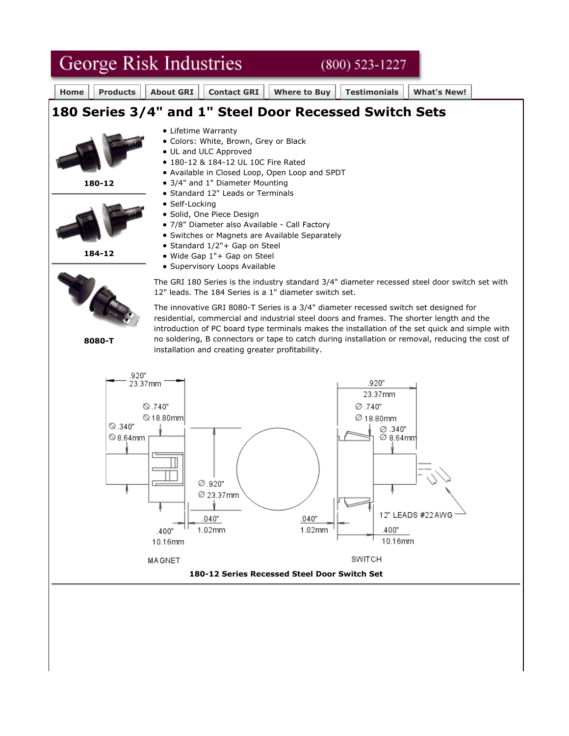George Risk Industries (800) 523-1227

Home | Products | About GRI | Contact GRI | Where to Buy | Testimonials | What's New!

# 180 Series 3/4" and 1" Steel Door Recessed Switch Sets

**180-12**

**184-12**

**8080-T**

- Lifetime Warranty
- Colors: White, Brown, Grey or Black
- UL and ULC Approved
- 180-12 & 184-12 UL 10C Fire Rated
- Available in Closed Loop, Open Loop and SPDT
- 3/4" and 1" Diameter Mounting
- Standard 12" Leads or Terminals
- Self-Locking
- Solid, One Piece Design
- 7/8" Diameter also Available - Call Factory
- Switches or Magnets are Available Separately
- Standard 1/2"+ Gap on Steel
- Wide Gap 1"+ Gap on Steel
- Supervisory Loops Available

The GRI 180 Series is the industry standard 3/4" diameter recessed steel door switch set with 12" leads. The 184 Series is a 1" diameter switch set.

The innovative GRI 8080-T Series is a 3/4" diameter recessed switch set designed for residential, commercial and industrial steel doors and frames. The shorter length and the introduction of PC board type terminals makes the installation of the set quick and simple with no soldering, B connectors or tape to catch during installation or removal, reducing the cost of installation and creating greater profitability.

.920" 23.37mm ⌀.740" ⌀18.80mm ⌀.340" ⌀8.64mm ⌀.920" ⌀23.37mm .040" 1.02mm .400" 10.16mm MAGNET

.920" 23.37mm ⌀.740" ⌀18.80mm ⌀.340" ⌀8.64mm .040" 1.02mm 12" LEADS #22AWG .400" 10.16mm SWITCH

**180-12 Series Recessed Steel Door Switch Set**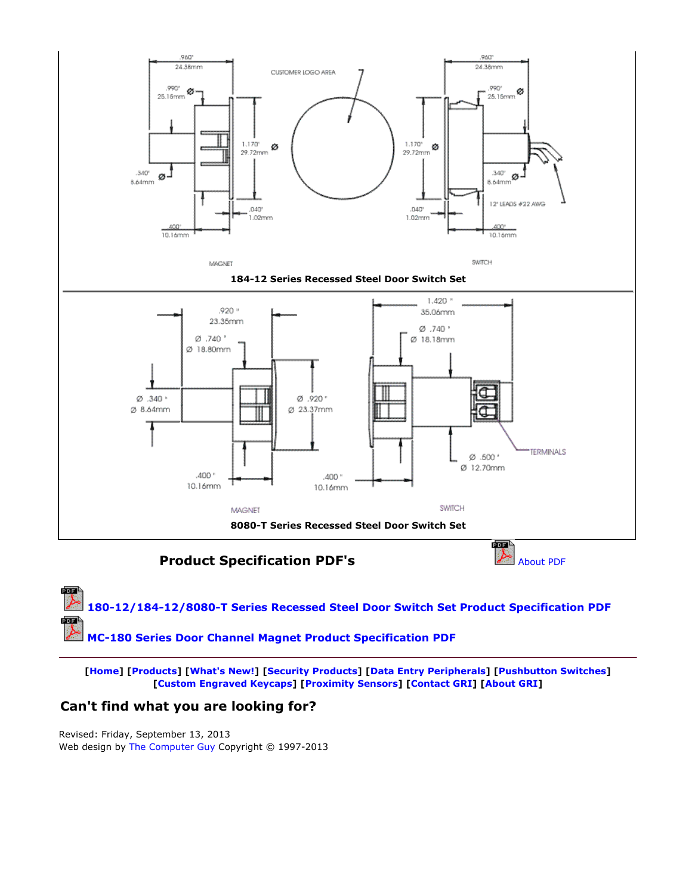.960"
24.38mm

.990"
25.15mm

.340"
8.64mm

1.170"
29.72mm

.040"
1.02mm

.400"
10.16mm

CUSTOMER LOGO AREA

12" LEADS #22 AWG

MAGNET

SWITCH

**184-12 Series Recessed Steel Door Switch Set**

.920"
23.35mm

Ø .740"
Ø 18.80mm

Ø .340"
Ø 8.64mm

Ø .920"
Ø 23.37mm

.400"
10.16mm

1.420"
35.06mm

Ø .740"
Ø 18.18mm

TERMINALS

Ø .500"
Ø 12.70mm

MAGNET

SWITCH

**8080-T Series Recessed Steel Door Switch Set**

## Product Specification PDF's

About PDF

**180-12/184-12/8080-T Series Recessed Steel Door Switch Set Product Specification PDF**

**MC-180 Series Door Channel Magnet Product Specification PDF**

---

**[Home] [Products] [What's New!] [Security Products] [Data Entry Peripherals] [Pushbutton Switches] [Custom Engraved Keycaps] [Proximity Sensors] [Contact GRI] [About GRI]**

## Can't find what you are looking for?

Revised: Friday, September 13, 2013
Web design by The Computer Guy Copyright © 1997-2013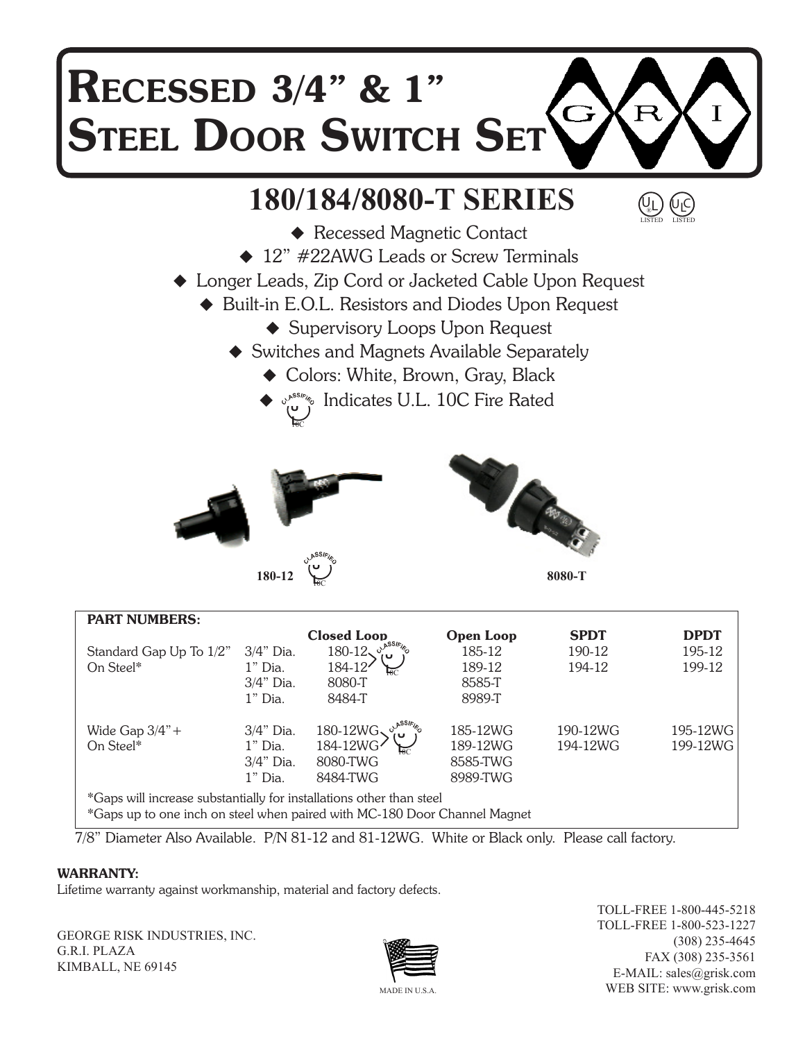# Recessed 3/4" & 1" Steel Door Switch Set

G R I

## 180/184/8080-T SERIES

UL LISTED ULC LISTED

- Recessed Magnetic Contact
- 12" #22AWG Leads or Screw Terminals
- Longer Leads, Zip Cord or Jacketed Cable Upon Request
- Built-in E.O.L. Resistors and Diodes Upon Request
- Supervisory Loops Upon Request
- Switches and Magnets Available Separately
- Colors: White, Brown, Gray, Black
- CLASSIFIED UL 10C Indicates U.L. 10C Fire Rated

180-12 CLASSIFIED UL 10C

8080-T

**PART NUMBERS:**

| | | Closed Loop | Open Loop | SPDT | DPDT |
|---|---|---|---|---|---|
| Standard Gap Up To 1/2" | 3/4" Dia. | 180-12 (CLASSIFIED UL 10C) | 185-12 | 190-12 | 195-12 |
| On Steel* | 1" Dia. | 184-12 (CLASSIFIED UL 10C) | 189-12 | 194-12 | 199-12 |
| | 3/4" Dia. | 8080-T | 8585-T | | |
| | 1" Dia. | 8484-T | 8989-T | | |
| Wide Gap 3/4"+ | 3/4" Dia. | 180-12WG (CLASSIFIED UL 10C) | 185-12WG | 190-12WG | 195-12WG |
| On Steel* | 1" Dia. | 184-12WG (CLASSIFIED UL 10C) | 189-12WG | 194-12WG | 199-12WG |
| | 3/4" Dia. | 8080-TWG | 8585-TWG | | |
| | 1" Dia. | 8484-TWG | 8989-TWG | | |

*Gaps will increase substantially for installations other than steel
*Gaps up to one inch on steel when paired with MC-180 Door Channel Magnet

7/8" Diameter Also Available. P/N 81-12 and 81-12WG. White or Black only. Please call factory.

**WARRANTY:**
Lifetime warranty against workmanship, material and factory defects.

GEORGE RISK INDUSTRIES, INC.
G.R.I. PLAZA
KIMBALL, NE 69145

MADE IN U.S.A.

TOLL-FREE 1-800-445-5218
TOLL-FREE 1-800-523-1227
(308) 235-4645
FAX (308) 235-3561
E-MAIL: sales@grisk.com
WEB SITE: www.grisk.com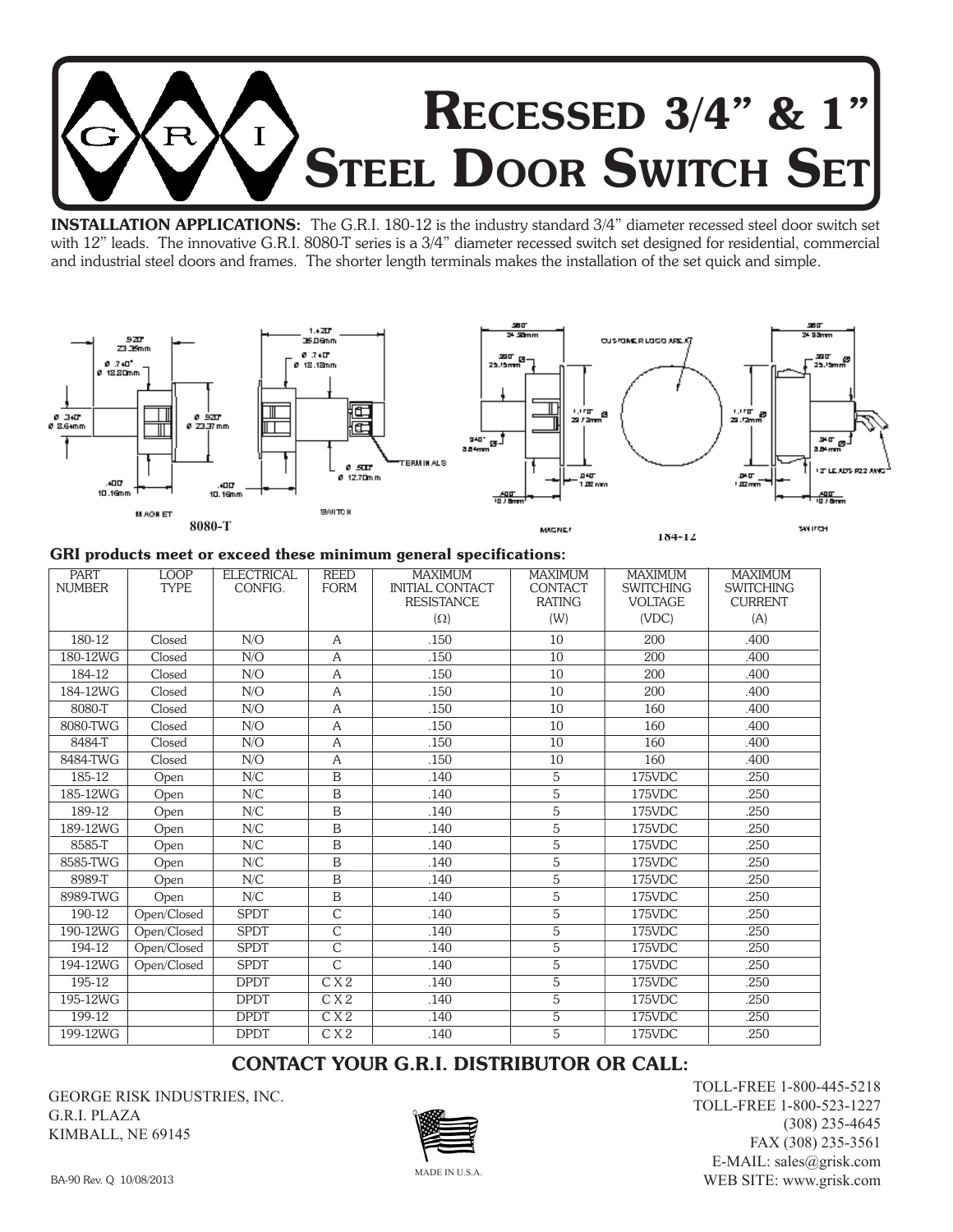# Recessed 3/4" & 1" Steel Door Switch Set

**INSTALLATION APPLICATIONS:** The G.R.I. 180-12 is the industry standard 3/4" diameter recessed steel door switch set with 12" leads. The innovative G.R.I. 8080-T series is a 3/4" diameter recessed switch set designed for residential, commercial and industrial steel doors and frames. The shorter length terminals makes the installation of the set quick and simple.

8080-T

184-12

**GRI products meet or exceed these minimum general specifications:**

| PART NUMBER | LOOP TYPE | ELECTRICAL CONFIG. | REED FORM | MAXIMUM INITIAL CONTACT RESISTANCE (Ω) | MAXIMUM CONTACT RATING (W) | MAXIMUM SWITCHING VOLTAGE (VDC) | MAXIMUM SWITCHING CURRENT (A) |
|---|---|---|---|---|---|---|---|
| 180-12 | Closed | N/O | A | .150 | 10 | 200 | .400 |
| 180-12WG | Closed | N/O | A | .150 | 10 | 200 | .400 |
| 184-12 | Closed | N/O | A | .150 | 10 | 200 | .400 |
| 184-12WG | Closed | N/O | A | .150 | 10 | 200 | .400 |
| 8080-T | Closed | N/O | A | .150 | 10 | 160 | .400 |
| 8080-TWG | Closed | N/O | A | .150 | 10 | 160 | .400 |
| 8484-T | Closed | N/O | A | .150 | 10 | 160 | .400 |
| 8484-TWG | Closed | N/O | A | .150 | 10 | 160 | .400 |
| 185-12 | Open | N/C | B | .140 | 5 | 175VDC | .250 |
| 185-12WG | Open | N/C | B | .140 | 5 | 175VDC | .250 |
| 189-12 | Open | N/C | B | .140 | 5 | 175VDC | .250 |
| 189-12WG | Open | N/C | B | .140 | 5 | 175VDC | .250 |
| 8585-T | Open | N/C | B | .140 | 5 | 175VDC | .250 |
| 8585-TWG | Open | N/C | B | .140 | 5 | 175VDC | .250 |
| 8989-T | Open | N/C | B | .140 | 5 | 175VDC | .250 |
| 8989-TWG | Open | N/C | B | .140 | 5 | 175VDC | .250 |
| 190-12 | Open/Closed | SPDT | C | .140 | 5 | 175VDC | .250 |
| 190-12WG | Open/Closed | SPDT | C | .140 | 5 | 175VDC | .250 |
| 194-12 | Open/Closed | SPDT | C | .140 | 5 | 175VDC | .250 |
| 194-12WG | Open/Closed | SPDT | C | .140 | 5 | 175VDC | .250 |
| 195-12 | | DPDT | C X 2 | .140 | 5 | 175VDC | .250 |
| 195-12WG | | DPDT | C X 2 | .140 | 5 | 175VDC | .250 |
| 199-12 | | DPDT | C X 2 | .140 | 5 | 175VDC | .250 |
| 199-12WG | | DPDT | C X 2 | .140 | 5 | 175VDC | .250 |

## CONTACT YOUR G.R.I. DISTRIBUTOR OR CALL:

GEORGE RISK INDUSTRIES, INC.
G.R.I. PLAZA
KIMBALL, NE 69145

TOLL-FREE 1-800-445-5218
TOLL-FREE 1-800-523-1227
(308) 235-4645
FAX (308) 235-3561
E-MAIL: sales@grisk.com
WEB SITE: www.grisk.com

MADE IN U.S.A.

BA-90 Rev. Q 10/08/2013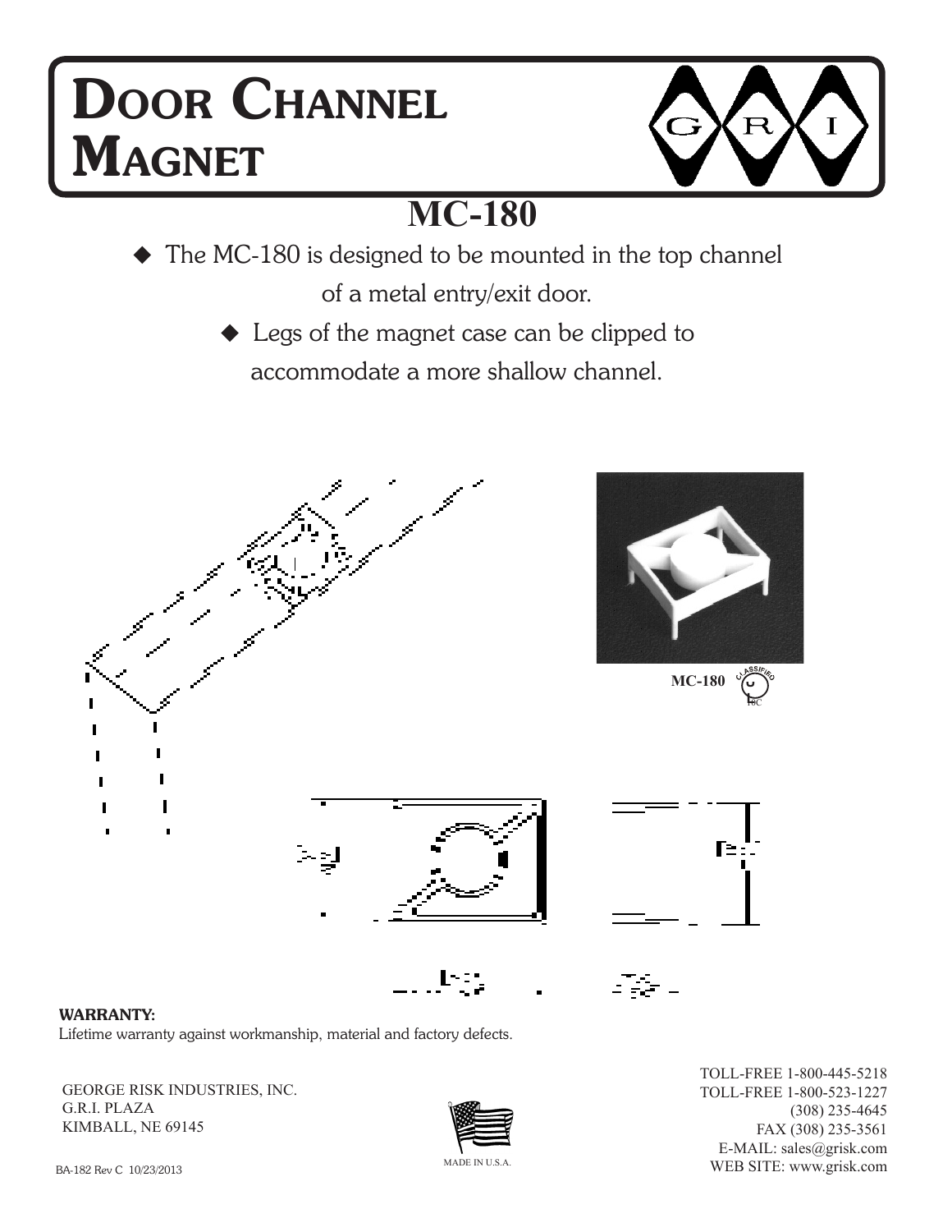# Door Channel Magnet

## MC-180

- The MC-180 is designed to be mounted in the top channel of a metal entry/exit door.
- Legs of the magnet case can be clipped to accommodate a more shallow channel.

MC-180

**WARRANTY:**
Lifetime warranty against workmanship, material and factory defects.

GEORGE RISK INDUSTRIES, INC.
G.R.I. PLAZA
KIMBALL, NE 69145

MADE IN U.S.A.

TOLL-FREE 1-800-445-5218
TOLL-FREE 1-800-523-1227
(308) 235-4645
FAX (308) 235-3561
E-MAIL: sales@grisk.com
WEB SITE: www.grisk.com

BA-182 Rev C 10/23/2013